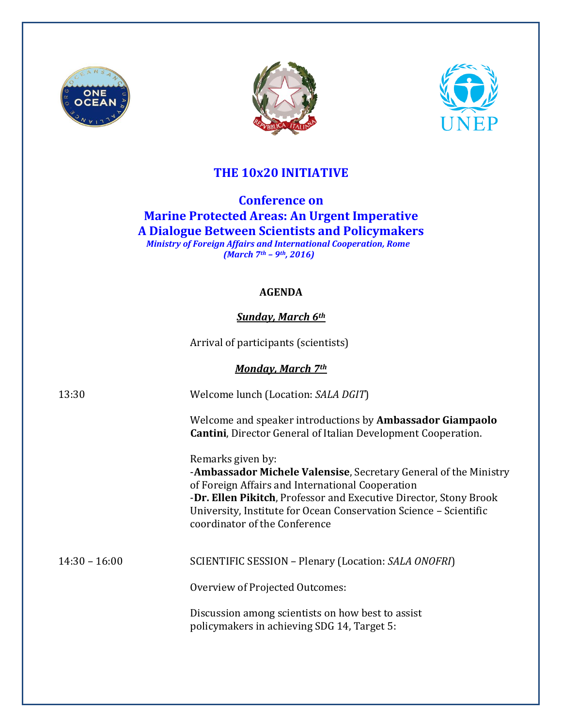# THE 10x20 INITIATIVE

## Conference on
## Marine Protected Areas: An Urgent Imperative
## A Dialogue Between Scientists and Policymakers

***Ministry of Foreign Affairs and International Cooperation, Rome***
***(March 7th – 9th, 2016)***

**AGENDA**

***Sunday, March 6th***

Arrival of participants (scientists)

***Monday, March 7th***

13:30 — Welcome lunch (Location: *SALA DGIT*)

Welcome and speaker introductions by **Ambassador Giampaolo Cantini**, Director General of Italian Development Cooperation.

Remarks given by:
-**Ambassador Michele Valensise**, Secretary General of the Ministry of Foreign Affairs and International Cooperation
-**Dr. Ellen Pikitch**, Professor and Executive Director, Stony Brook University, Institute for Ocean Conservation Science – Scientific coordinator of the Conference

14:30 – 16:00 — SCIENTIFIC SESSION – Plenary (Location: *SALA ONOFRI*)

Overview of Projected Outcomes:

Discussion among scientists on how best to assist policymakers in achieving SDG 14, Target 5: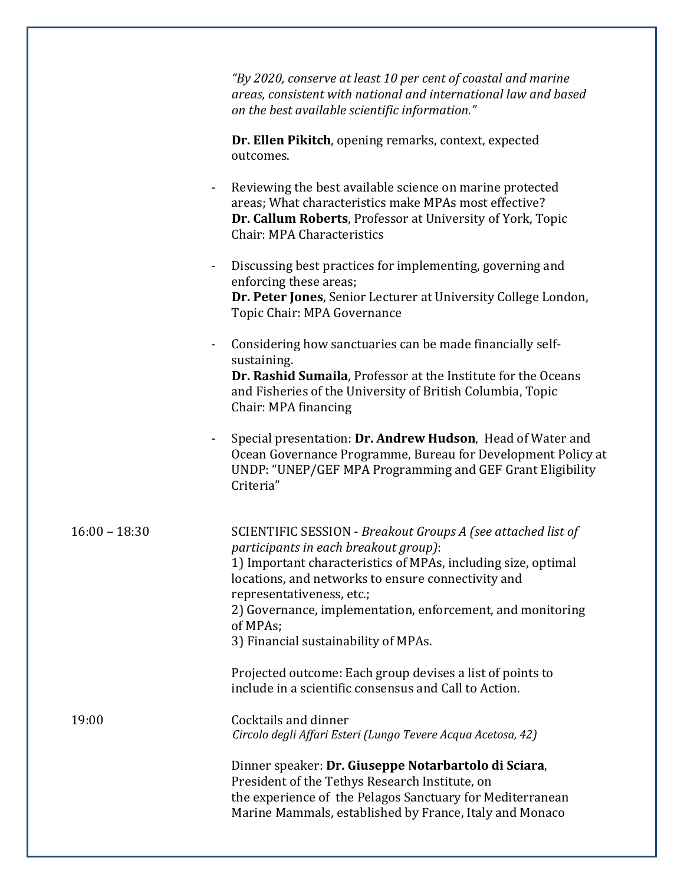*"By 2020, conserve at least 10 per cent of coastal and marine areas, consistent with national and international law and based on the best available scientific information."*

**Dr. Ellen Pikitch**, opening remarks, context, expected outcomes.

- Reviewing the best available science on marine protected areas; What characteristics make MPAs most effective?
  **Dr. Callum Roberts**, Professor at University of York, Topic Chair: MPA Characteristics

- Discussing best practices for implementing, governing and enforcing these areas;
  **Dr. Peter Jones**, Senior Lecturer at University College London, Topic Chair: MPA Governance

- Considering how sanctuaries can be made financially self-sustaining.
  **Dr. Rashid Sumaila**, Professor at the Institute for the Oceans and Fisheries of the University of British Columbia, Topic Chair: MPA financing

- Special presentation: **Dr. Andrew Hudson**, Head of Water and Ocean Governance Programme, Bureau for Development Policy at UNDP: "UNEP/GEF MPA Programming and GEF Grant Eligibility Criteria"

16:00 – 18:30

SCIENTIFIC SESSION - *Breakout Groups A (see attached list of participants in each breakout group)*:
1) Important characteristics of MPAs, including size, optimal locations, and networks to ensure connectivity and representativeness, etc.;
2) Governance, implementation, enforcement, and monitoring of MPAs;
3) Financial sustainability of MPAs.

Projected outcome: Each group devises a list of points to include in a scientific consensus and Call to Action.

19:00

Cocktails and dinner
*Circolo degli Affari Esteri (Lungo Tevere Acqua Acetosa, 42)*

Dinner speaker: **Dr. Giuseppe Notarbartolo di Sciara**, President of the Tethys Research Institute, on the experience of the Pelagos Sanctuary for Mediterranean Marine Mammals, established by France, Italy and Monaco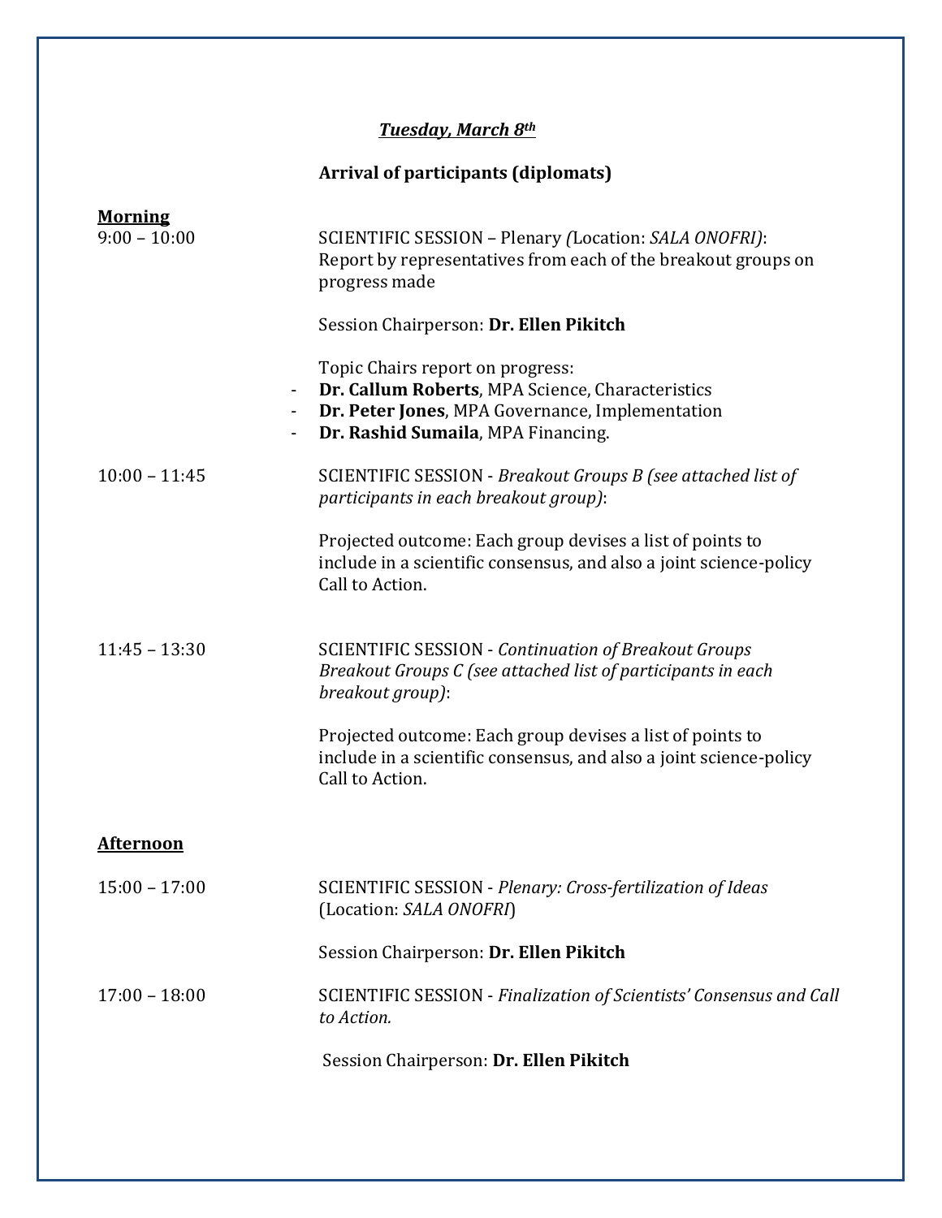***Tuesday, March 8th***

**Arrival of participants (diplomats)**

**Morning**

9:00 – 10:00

SCIENTIFIC SESSION – Plenary *(*Location: *SALA ONOFRI)*: Report by representatives from each of the breakout groups on progress made

Session Chairperson: **Dr. Ellen Pikitch**

Topic Chairs report on progress:

- **Dr. Callum Roberts**, MPA Science, Characteristics
- **Dr. Peter Jones**, MPA Governance, Implementation
- **Dr. Rashid Sumaila**, MPA Financing.

10:00 – 11:45

SCIENTIFIC SESSION - *Breakout Groups B (see attached list of participants in each breakout group)*:

Projected outcome: Each group devises a list of points to include in a scientific consensus, and also a joint science-policy Call to Action.

11:45 – 13:30

SCIENTIFIC SESSION - *Continuation of Breakout Groups Breakout Groups C (see attached list of participants in each breakout group)*:

Projected outcome: Each group devises a list of points to include in a scientific consensus, and also a joint science-policy Call to Action.

**Afternoon**

15:00 – 17:00

SCIENTIFIC SESSION - *Plenary: Cross-fertilization of Ideas* (Location: *SALA ONOFRI*)

Session Chairperson: **Dr. Ellen Pikitch**

17:00 – 18:00

SCIENTIFIC SESSION - *Finalization of Scientists' Consensus and Call to Action.*

Session Chairperson: **Dr. Ellen Pikitch**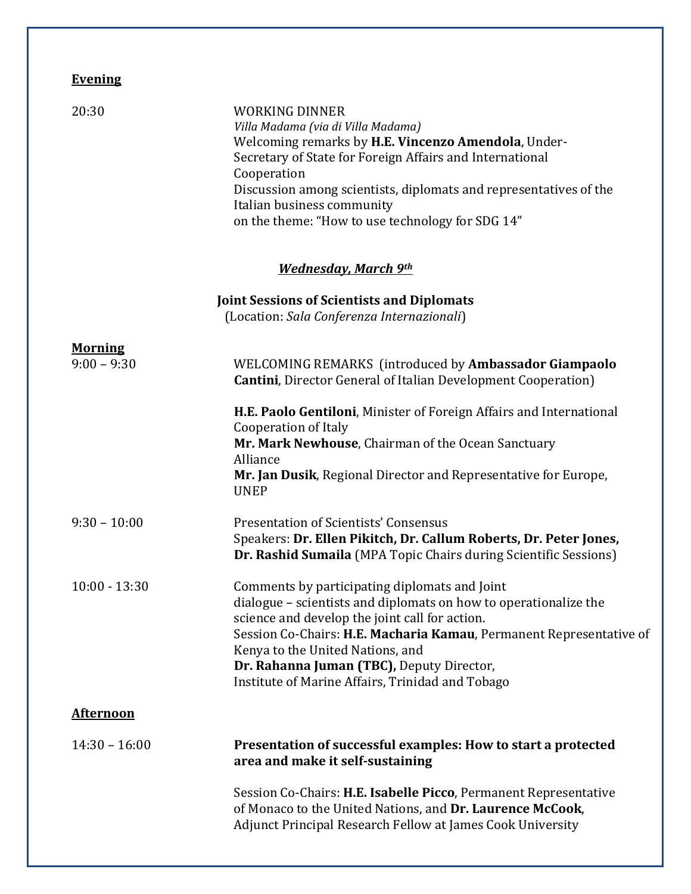**Evening**

20:30 WORKING DINNER
*Villa Madama (via di Villa Madama)*
Welcoming remarks by **H.E. Vincenzo Amendola**, Under-Secretary of State for Foreign Affairs and International Cooperation
Discussion among scientists, diplomats and representatives of the Italian business community
on the theme: "How to use technology for SDG 14"

***Wednesday, March 9th***

**Joint Sessions of Scientists and Diplomats**
(Location: *Sala Conferenza Internazionali*)

**Morning**

9:00 – 9:30 WELCOMING REMARKS (introduced by **Ambassador Giampaolo Cantini**, Director General of Italian Development Cooperation)

**H.E. Paolo Gentiloni**, Minister of Foreign Affairs and International Cooperation of Italy
**Mr. Mark Newhouse**, Chairman of the Ocean Sanctuary Alliance
**Mr. Jan Dusik**, Regional Director and Representative for Europe, UNEP

9:30 – 10:00 Presentation of Scientists' Consensus
Speakers: **Dr. Ellen Pikitch, Dr. Callum Roberts, Dr. Peter Jones, Dr. Rashid Sumaila** (MPA Topic Chairs during Scientific Sessions)

10:00 - 13:30 Comments by participating diplomats and Joint dialogue – scientists and diplomats on how to operationalize the science and develop the joint call for action.
Session Co-Chairs: **H.E. Macharia Kamau**, Permanent Representative of Kenya to the United Nations, and
**Dr. Rahanna Juman (TBC),** Deputy Director, Institute of Marine Affairs, Trinidad and Tobago

**Afternoon**

14:30 – 16:00 **Presentation of successful examples: How to start a protected area and make it self-sustaining**

Session Co-Chairs: **H.E. Isabelle Picco**, Permanent Representative of Monaco to the United Nations, and **Dr. Laurence McCook**, Adjunct Principal Research Fellow at James Cook University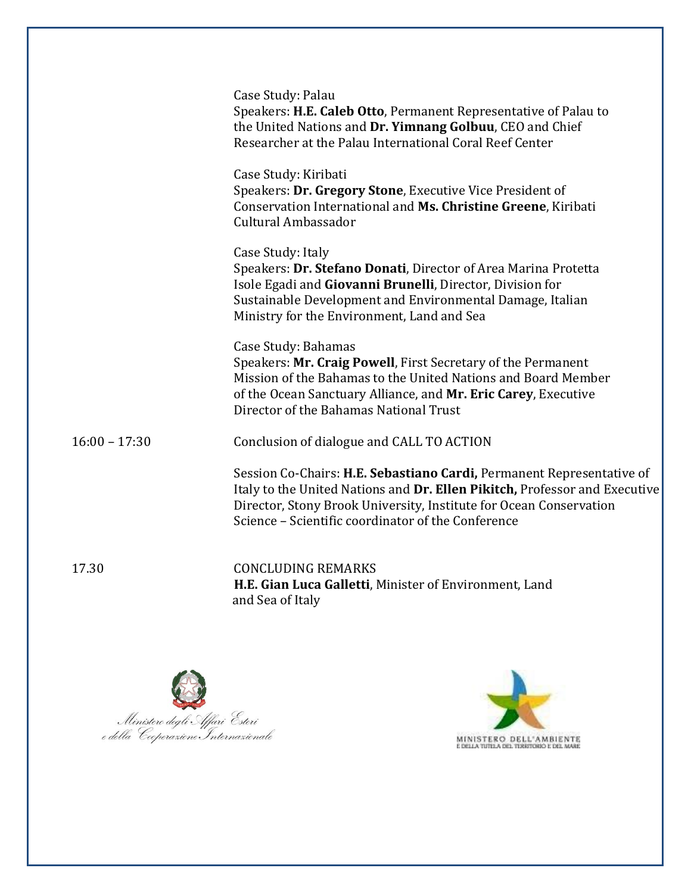Case Study: Palau
Speakers: **H.E. Caleb Otto**, Permanent Representative of Palau to the United Nations and **Dr. Yimnang Golbuu**, CEO and Chief Researcher at the Palau International Coral Reef Center

Case Study: Kiribati
Speakers: **Dr. Gregory Stone**, Executive Vice President of Conservation International and **Ms. Christine Greene**, Kiribati Cultural Ambassador

Case Study: Italy
Speakers: **Dr. Stefano Donati**, Director of Area Marina Protetta Isole Egadi and **Giovanni Brunelli**, Director, Division for Sustainable Development and Environmental Damage, Italian Ministry for the Environment, Land and Sea

Case Study: Bahamas
Speakers: **Mr. Craig Powell**, First Secretary of the Permanent Mission of the Bahamas to the United Nations and Board Member of the Ocean Sanctuary Alliance, and **Mr. Eric Carey**, Executive Director of the Bahamas National Trust

16:00 – 17:30 Conclusion of dialogue and CALL TO ACTION

Session Co-Chairs: **H.E. Sebastiano Cardi,** Permanent Representative of Italy to the United Nations and **Dr. Ellen Pikitch,** Professor and Executive Director, Stony Brook University, Institute for Ocean Conservation Science – Scientific coordinator of the Conference

17.30 CONCLUDING REMARKS
**H.E. Gian Luca Galletti**, Minister of Environment, Land and Sea of Italy

Ministero degli Affari Esteri e della Cooperazione Internazionale

MINISTERO DELL'AMBIENTE E DELLA TUTELA DEL TERRITORIO E DEL MARE